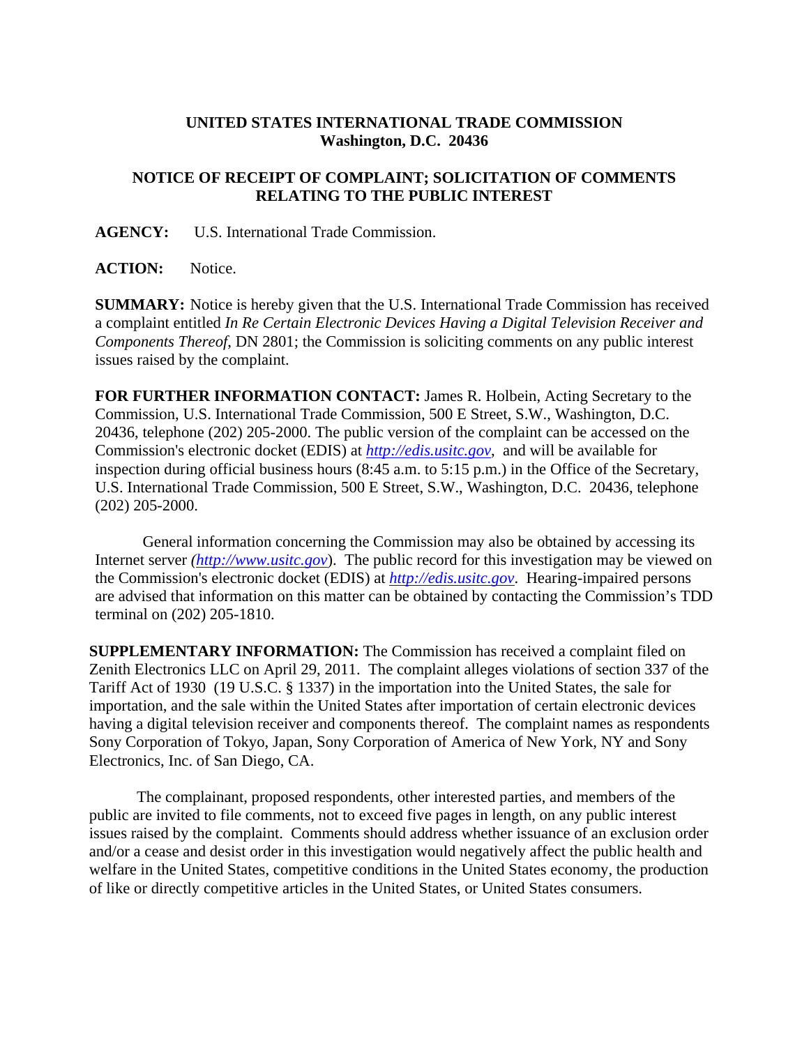**UNITED STATES INTERNATIONAL TRADE COMMISSION**
**Washington, D.C. 20436**

**NOTICE OF RECEIPT OF COMPLAINT; SOLICITATION OF COMMENTS RELATING TO THE PUBLIC INTEREST**

**AGENCY:** U.S. International Trade Commission.

**ACTION:** Notice.

**SUMMARY:** Notice is hereby given that the U.S. International Trade Commission has received a complaint entitled *In Re Certain Electronic Devices Having a Digital Television Receiver and Components Thereof*, DN 2801; the Commission is soliciting comments on any public interest issues raised by the complaint.

**FOR FURTHER INFORMATION CONTACT:** James R. Holbein, Acting Secretary to the Commission, U.S. International Trade Commission, 500 E Street, S.W., Washington, D.C. 20436, telephone (202) 205-2000. The public version of the complaint can be accessed on the Commission's electronic docket (EDIS) at *http://edis.usitc.gov*, and will be available for inspection during official business hours (8:45 a.m. to 5:15 p.m.) in the Office of the Secretary, U.S. International Trade Commission, 500 E Street, S.W., Washington, D.C. 20436, telephone (202) 205-2000.

General information concerning the Commission may also be obtained by accessing its Internet server *(http://www.usitc.gov)*. The public record for this investigation may be viewed on the Commission's electronic docket (EDIS) at *http://edis.usitc.gov*. Hearing-impaired persons are advised that information on this matter can be obtained by contacting the Commission's TDD terminal on (202) 205-1810.

**SUPPLEMENTARY INFORMATION:** The Commission has received a complaint filed on Zenith Electronics LLC on April 29, 2011. The complaint alleges violations of section 337 of the Tariff Act of 1930 (19 U.S.C. § 1337) in the importation into the United States, the sale for importation, and the sale within the United States after importation of certain electronic devices having a digital television receiver and components thereof. The complaint names as respondents Sony Corporation of Tokyo, Japan, Sony Corporation of America of New York, NY and Sony Electronics, Inc. of San Diego, CA.

The complainant, proposed respondents, other interested parties, and members of the public are invited to file comments, not to exceed five pages in length, on any public interest issues raised by the complaint. Comments should address whether issuance of an exclusion order and/or a cease and desist order in this investigation would negatively affect the public health and welfare in the United States, competitive conditions in the United States economy, the production of like or directly competitive articles in the United States, or United States consumers.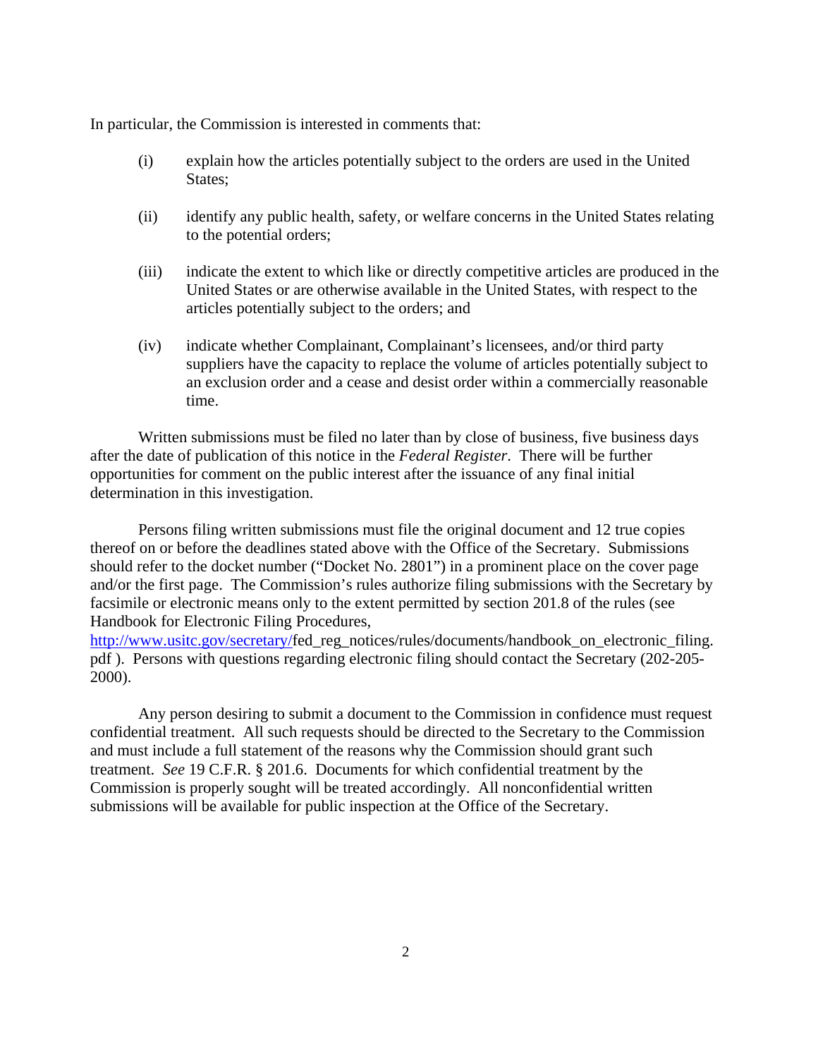In particular, the Commission is interested in comments that:

(i) explain how the articles potentially subject to the orders are used in the United States;

(ii) identify any public health, safety, or welfare concerns in the United States relating to the potential orders;

(iii) indicate the extent to which like or directly competitive articles are produced in the United States or are otherwise available in the United States, with respect to the articles potentially subject to the orders; and

(iv) indicate whether Complainant, Complainant's licensees, and/or third party suppliers have the capacity to replace the volume of articles potentially subject to an exclusion order and a cease and desist order within a commercially reasonable time.

Written submissions must be filed no later than by close of business, five business days after the date of publication of this notice in the *Federal Register*. There will be further opportunities for comment on the public interest after the issuance of any final initial determination in this investigation.

Persons filing written submissions must file the original document and 12 true copies thereof on or before the deadlines stated above with the Office of the Secretary. Submissions should refer to the docket number ("Docket No. 2801") in a prominent place on the cover page and/or the first page. The Commission's rules authorize filing submissions with the Secretary by facsimile or electronic means only to the extent permitted by section 201.8 of the rules (see Handbook for Electronic Filing Procedures, http://www.usitc.gov/secretary/fed_reg_notices/rules/documents/handbook_on_electronic_filing.pdf ). Persons with questions regarding electronic filing should contact the Secretary (202-205-2000).

Any person desiring to submit a document to the Commission in confidence must request confidential treatment. All such requests should be directed to the Secretary to the Commission and must include a full statement of the reasons why the Commission should grant such treatment. *See* 19 C.F.R. § 201.6. Documents for which confidential treatment by the Commission is properly sought will be treated accordingly. All nonconfidential written submissions will be available for public inspection at the Office of the Secretary.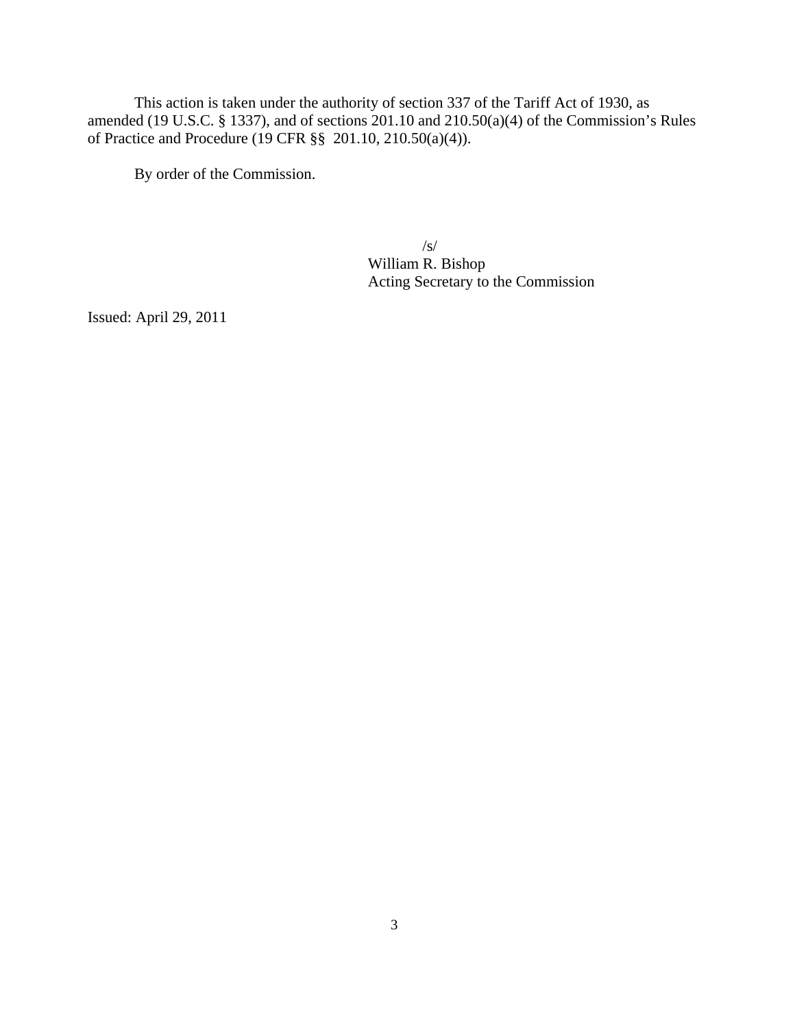This action is taken under the authority of section 337 of the Tariff Act of 1930, as amended (19 U.S.C. § 1337), and of sections 201.10 and 210.50(a)(4) of the Commission's Rules of Practice and Procedure (19 CFR §§ 201.10, 210.50(a)(4)).

By order of the Commission.

/s/  
William R. Bishop  
Acting Secretary to the Commission

Issued: April 29, 2011